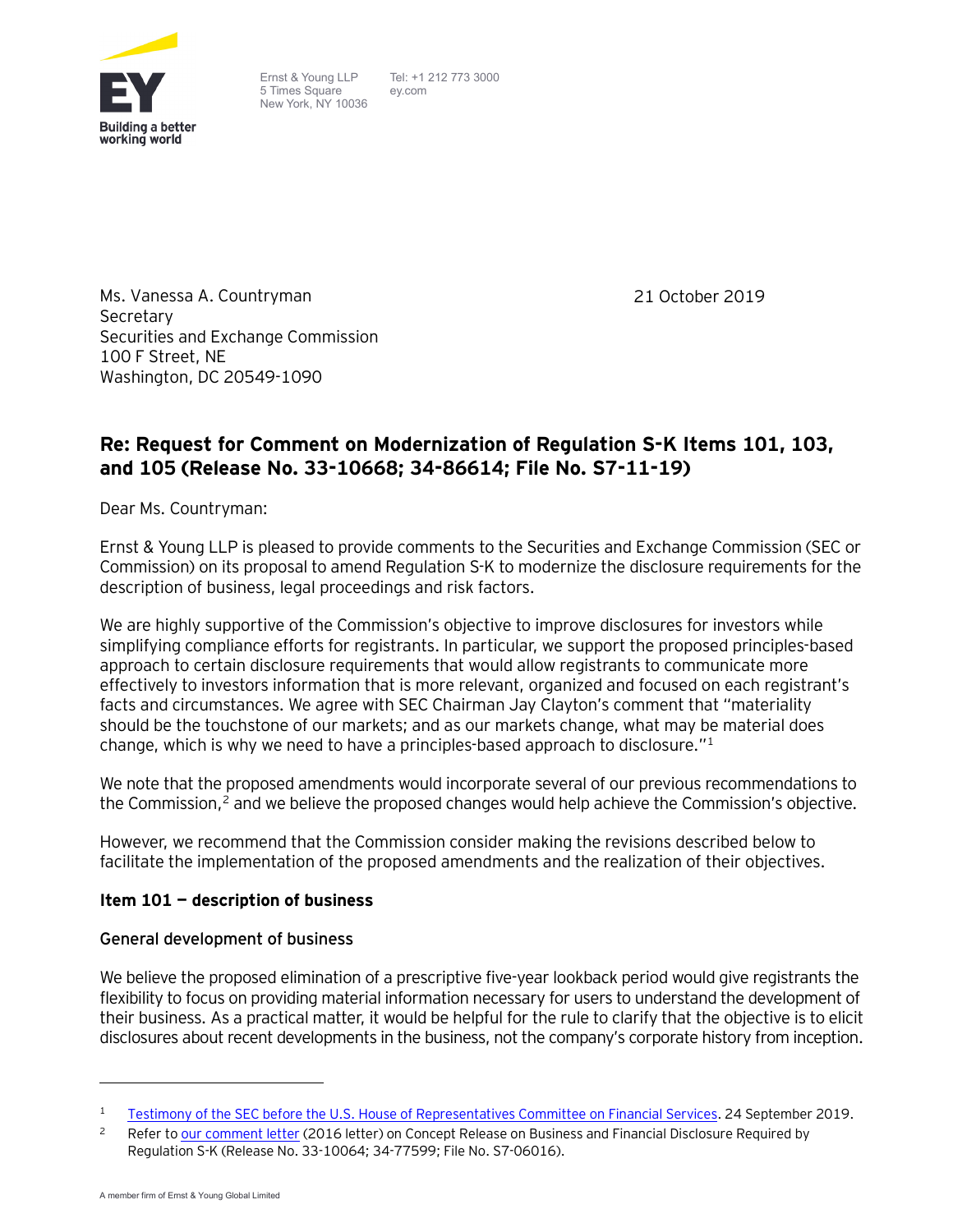Ernst & Young LLP
5 Times Square
New York, NY 10036

Tel: +1 212 773 3000
ey.com

Ms. Vanessa A. Countryman
Secretary
Securities and Exchange Commission
100 F Street, NE
Washington, DC 20549-1090

21 October 2019

**Re: Request for Comment on Modernization of Regulation S-K Items 101, 103, and 105 (Release No. 33-10668; 34-86614; File No. S7-11-19)**

Dear Ms. Countryman:

Ernst & Young LLP is pleased to provide comments to the Securities and Exchange Commission (SEC or Commission) on its proposal to amend Regulation S-K to modernize the disclosure requirements for the description of business, legal proceedings and risk factors.

We are highly supportive of the Commission's objective to improve disclosures for investors while simplifying compliance efforts for registrants. In particular, we support the proposed principles-based approach to certain disclosure requirements that would allow registrants to communicate more effectively to investors information that is more relevant, organized and focused on each registrant's facts and circumstances. We agree with SEC Chairman Jay Clayton's comment that "materiality should be the touchstone of our markets; and as our markets change, what may be material does change, which is why we need to have a principles-based approach to disclosure."[1]

We note that the proposed amendments would incorporate several of our previous recommendations to the Commission,[2] and we believe the proposed changes would help achieve the Commission's objective.

However, we recommend that the Commission consider making the revisions described below to facilitate the implementation of the proposed amendments and the realization of their objectives.

### Item 101 — description of business

#### General development of business

We believe the proposed elimination of a prescriptive five-year lookback period would give registrants the flexibility to focus on providing material information necessary for users to understand the development of their business. As a practical matter, it would be helpful for the rule to clarify that the objective is to elicit disclosures about recent developments in the business, not the company's corporate history from inception.

---

[1] Testimony of the SEC before the U.S. House of Representatives Committee on Financial Services. 24 September 2019.

[2] Refer to our comment letter (2016 letter) on Concept Release on Business and Financial Disclosure Required by Regulation S-K (Release No. 33-10064; 34-77599; File No. S7-06016).

A member firm of Ernst & Young Global Limited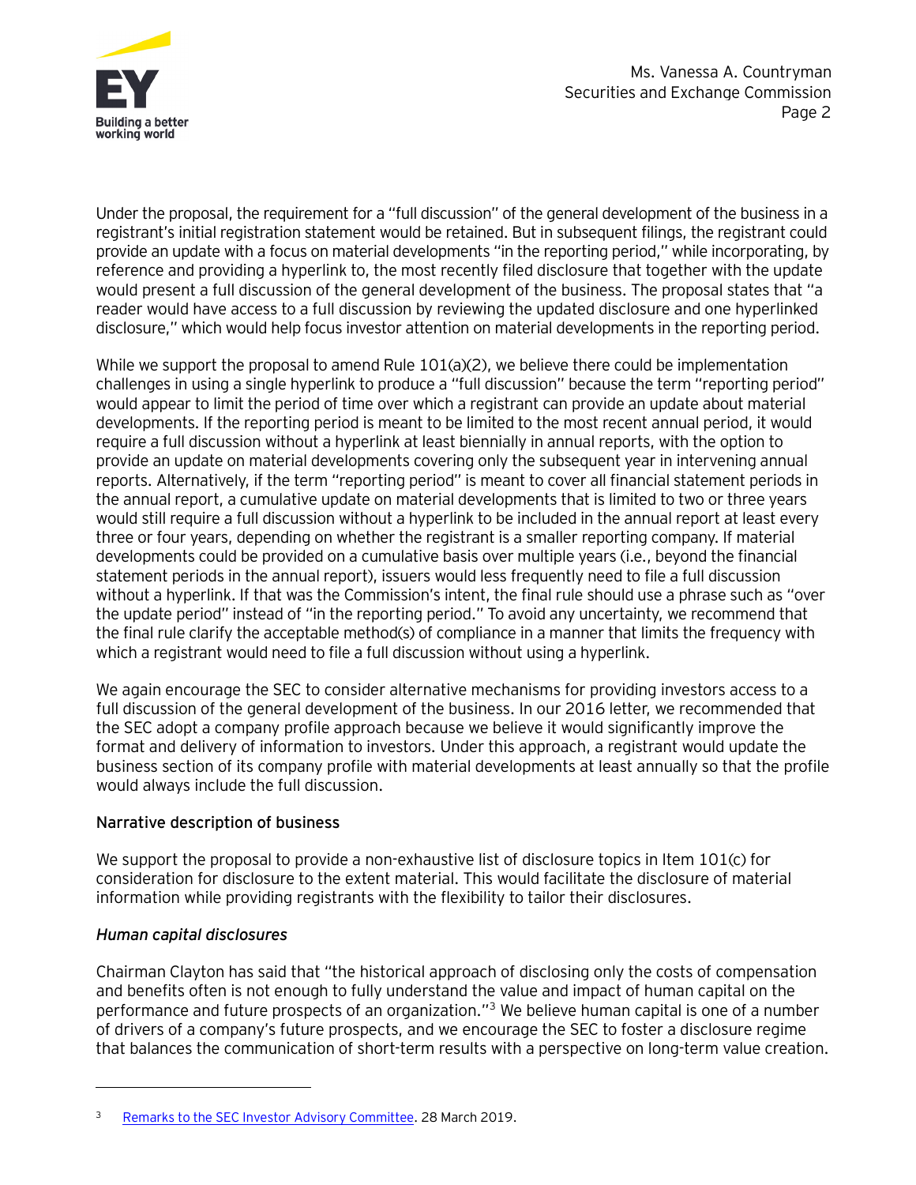Under the proposal, the requirement for a "full discussion" of the general development of the business in a registrant's initial registration statement would be retained. But in subsequent filings, the registrant could provide an update with a focus on material developments "in the reporting period," while incorporating, by reference and providing a hyperlink to, the most recently filed disclosure that together with the update would present a full discussion of the general development of the business. The proposal states that "a reader would have access to a full discussion by reviewing the updated disclosure and one hyperlinked disclosure," which would help focus investor attention on material developments in the reporting period.

While we support the proposal to amend Rule 101(a)(2), we believe there could be implementation challenges in using a single hyperlink to produce a "full discussion" because the term "reporting period" would appear to limit the period of time over which a registrant can provide an update about material developments. If the reporting period is meant to be limited to the most recent annual period, it would require a full discussion without a hyperlink at least biennially in annual reports, with the option to provide an update on material developments covering only the subsequent year in intervening annual reports. Alternatively, if the term "reporting period" is meant to cover all financial statement periods in the annual report, a cumulative update on material developments that is limited to two or three years would still require a full discussion without a hyperlink to be included in the annual report at least every three or four years, depending on whether the registrant is a smaller reporting company. If material developments could be provided on a cumulative basis over multiple years (i.e., beyond the financial statement periods in the annual report), issuers would less frequently need to file a full discussion without a hyperlink. If that was the Commission's intent, the final rule should use a phrase such as "over the update period" instead of "in the reporting period." To avoid any uncertainty, we recommend that the final rule clarify the acceptable method(s) of compliance in a manner that limits the frequency with which a registrant would need to file a full discussion without using a hyperlink.

We again encourage the SEC to consider alternative mechanisms for providing investors access to a full discussion of the general development of the business. In our 2016 letter, we recommended that the SEC adopt a company profile approach because we believe it would significantly improve the format and delivery of information to investors. Under this approach, a registrant would update the business section of its company profile with material developments at least annually so that the profile would always include the full discussion.

## Narrative description of business

We support the proposal to provide a non-exhaustive list of disclosure topics in Item 101(c) for consideration for disclosure to the extent material. This would facilitate the disclosure of material information while providing registrants with the flexibility to tailor their disclosures.

### *Human capital disclosures*

Chairman Clayton has said that "the historical approach of disclosing only the costs of compensation and benefits often is not enough to fully understand the value and impact of human capital on the performance and future prospects of an organization."[3] We believe human capital is one of a number of drivers of a company's future prospects, and we encourage the SEC to foster a disclosure regime that balances the communication of short-term results with a perspective on long-term value creation.

---

[3] Remarks to the SEC Investor Advisory Committee. 28 March 2019.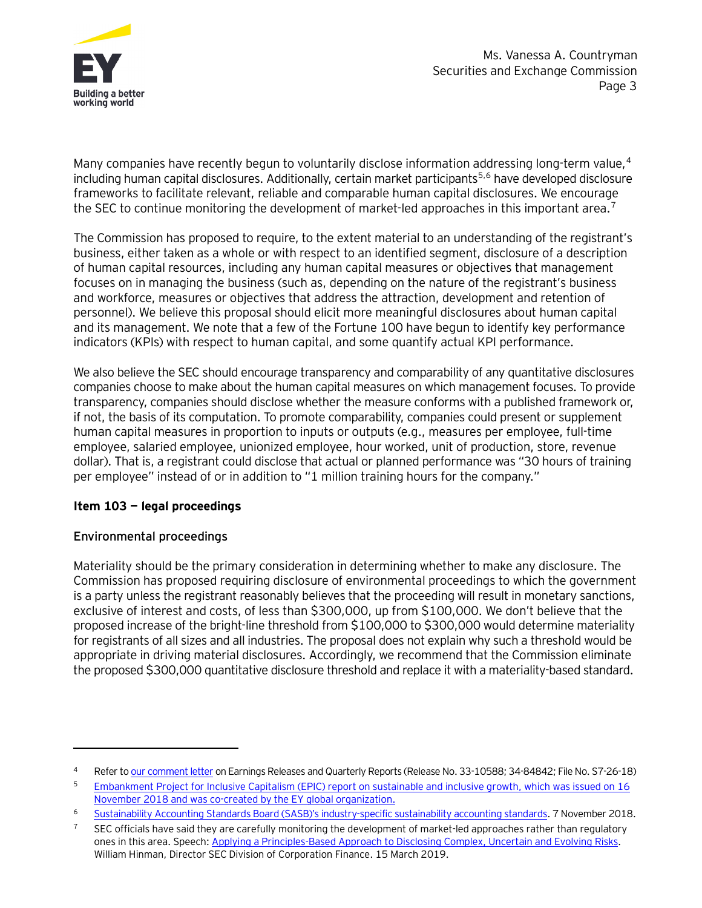Many companies have recently begun to voluntarily disclose information addressing long-term value,[4] including human capital disclosures. Additionally, certain market participants[5,6] have developed disclosure frameworks to facilitate relevant, reliable and comparable human capital disclosures. We encourage the SEC to continue monitoring the development of market-led approaches in this important area.[7]

The Commission has proposed to require, to the extent material to an understanding of the registrant's business, either taken as a whole or with respect to an identified segment, disclosure of a description of human capital resources, including any human capital measures or objectives that management focuses on in managing the business (such as, depending on the nature of the registrant's business and workforce, measures or objectives that address the attraction, development and retention of personnel). We believe this proposal should elicit more meaningful disclosures about human capital and its management. We note that a few of the Fortune 100 have begun to identify key performance indicators (KPIs) with respect to human capital, and some quantify actual KPI performance.

We also believe the SEC should encourage transparency and comparability of any quantitative disclosures companies choose to make about the human capital measures on which management focuses. To provide transparency, companies should disclose whether the measure conforms with a published framework or, if not, the basis of its computation. To promote comparability, companies could present or supplement human capital measures in proportion to inputs or outputs (e.g., measures per employee, full-time employee, salaried employee, unionized employee, hour worked, unit of production, store, revenue dollar). That is, a registrant could disclose that actual or planned performance was "30 hours of training per employee" instead of or in addition to "1 million training hours for the company."

## Item 103 — legal proceedings

### Environmental proceedings

Materiality should be the primary consideration in determining whether to make any disclosure. The Commission has proposed requiring disclosure of environmental proceedings to which the government is a party unless the registrant reasonably believes that the proceeding will result in monetary sanctions, exclusive of interest and costs, of less than $300,000, up from $100,000. We don't believe that the proposed increase of the bright-line threshold from $100,000 to $300,000 would determine materiality for registrants of all sizes and all industries. The proposal does not explain why such a threshold would be appropriate in driving material disclosures. Accordingly, we recommend that the Commission eliminate the proposed $300,000 quantitative disclosure threshold and replace it with a materiality-based standard.

---

[4] Refer to our comment letter on Earnings Releases and Quarterly Reports (Release No. 33-10588; 34-84842; File No. S7-26-18)

[5] Embankment Project for Inclusive Capitalism (EPIC) report on sustainable and inclusive growth, which was issued on 16 November 2018 and was co-created by the EY global organization.

[6] Sustainability Accounting Standards Board (SASB)'s industry-specific sustainability accounting standards. 7 November 2018.

[7] SEC officials have said they are carefully monitoring the development of market-led approaches rather than regulatory ones in this area. Speech: Applying a Principles-Based Approach to Disclosing Complex, Uncertain and Evolving Risks. William Hinman, Director SEC Division of Corporation Finance. 15 March 2019.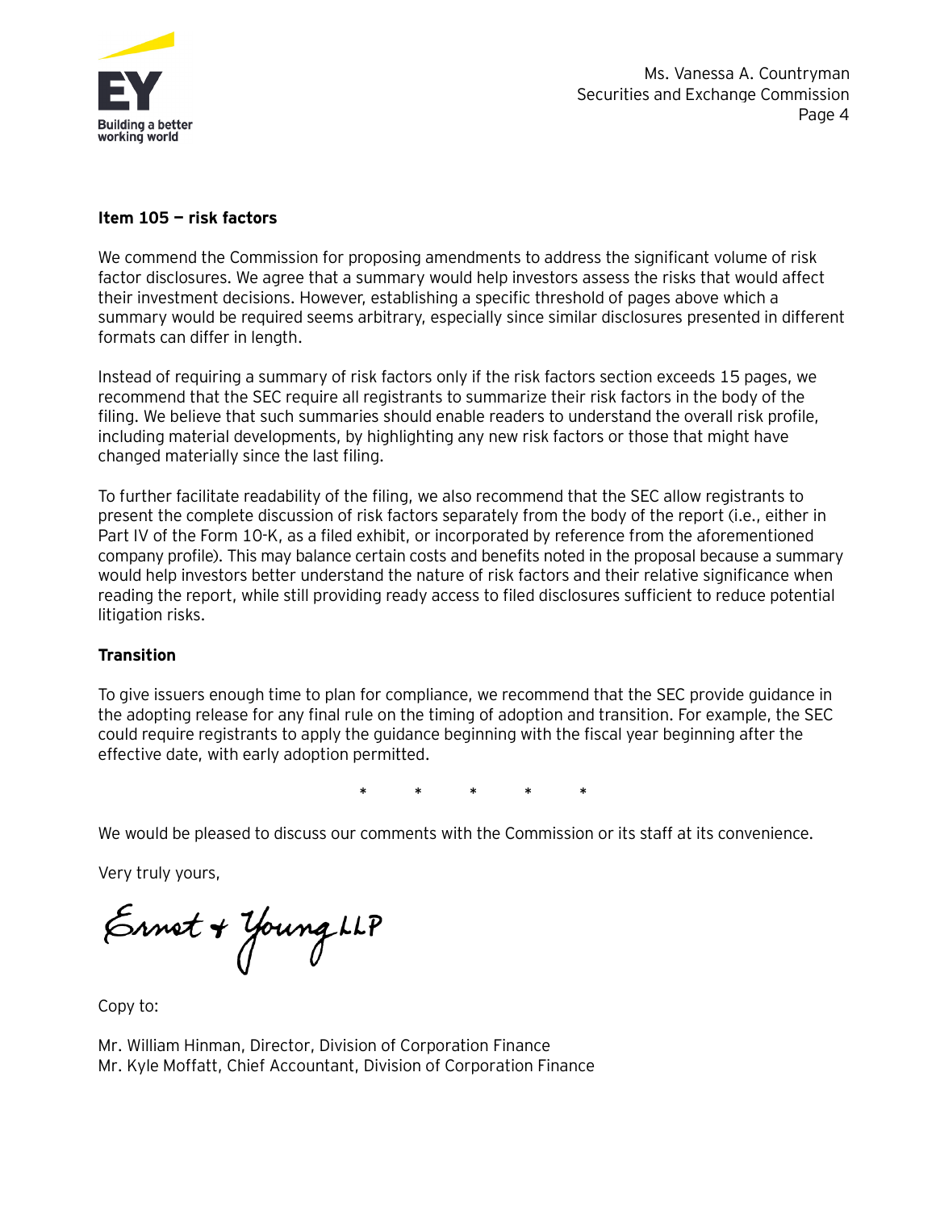**Item 105 — risk factors**

We commend the Commission for proposing amendments to address the significant volume of risk factor disclosures. We agree that a summary would help investors assess the risks that would affect their investment decisions. However, establishing a specific threshold of pages above which a summary would be required seems arbitrary, especially since similar disclosures presented in different formats can differ in length.

Instead of requiring a summary of risk factors only if the risk factors section exceeds 15 pages, we recommend that the SEC require all registrants to summarize their risk factors in the body of the filing. We believe that such summaries should enable readers to understand the overall risk profile, including material developments, by highlighting any new risk factors or those that might have changed materially since the last filing.

To further facilitate readability of the filing, we also recommend that the SEC allow registrants to present the complete discussion of risk factors separately from the body of the report (i.e., either in Part IV of the Form 10-K, as a filed exhibit, or incorporated by reference from the aforementioned company profile). This may balance certain costs and benefits noted in the proposal because a summary would help investors better understand the nature of risk factors and their relative significance when reading the report, while still providing ready access to filed disclosures sufficient to reduce potential litigation risks.

**Transition**

To give issuers enough time to plan for compliance, we recommend that the SEC provide guidance in the adopting release for any final rule on the timing of adoption and transition. For example, the SEC could require registrants to apply the guidance beginning with the fiscal year beginning after the effective date, with early adoption permitted.

\* \* \* \* \*

We would be pleased to discuss our comments with the Commission or its staff at its convenience.

Very truly yours,

Ernst + Young LLP

Copy to:

Mr. William Hinman, Director, Division of Corporation Finance
Mr. Kyle Moffatt, Chief Accountant, Division of Corporation Finance